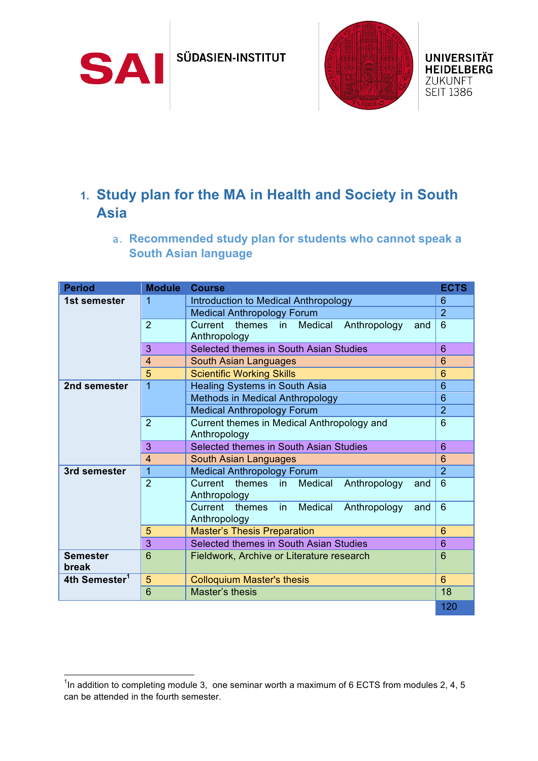SAI SÜDASIEN-INSTITUT

UNIVERSITÄT HEIDELBERG ZUKUNFT SEIT 1386

# 1. Study plan for the MA in Health and Society in South Asia

## a. Recommended study plan for students who cannot speak a South Asian language

| Period | Module | Course | ECTS |
|---|---|---|---|
| 1st semester | 1 | Introduction to Medical Anthropology | 6 |
| | | Medical Anthropology Forum | 2 |
| | 2 | Current themes in Medical Anthropology and Anthropology | 6 |
| | 3 | Selected themes in South Asian Studies | 6 |
| | 4 | South Asian Languages | 6 |
| | 5 | Scientific Working Skills | 6 |
| 2nd semester | 1 | Healing Systems in South Asia | 6 |
| | | Methods in Medical Anthropology | 6 |
| | | Medical Anthropology Forum | 2 |
| | 2 | Current themes in Medical Anthropology and Anthropology | 6 |
| | 3 | Selected themes in South Asian Studies | 6 |
| | 4 | South Asian Languages | 6 |
| 3rd semester | 1 | Medical Anthropology Forum | 2 |
| | 2 | Current themes in Medical Anthropology and Anthropology | 6 |
| | | Current themes in Medical Anthropology and Anthropology | 6 |
| | 5 | Master's Thesis Preparation | 6 |
| | 3 | Selected themes in South Asian Studies | 6 |
| Semester break | 6 | Fieldwork, Archive or Literature research | 6 |
| 4th Semester[1] | 5 | Colloquium Master's thesis | 6 |
| | 6 | Master's thesis | 18 |
| | | | 120 |

[1]In addition to completing module 3, one seminar worth a maximum of 6 ECTS from modules 2, 4, 5 can be attended in the fourth semester.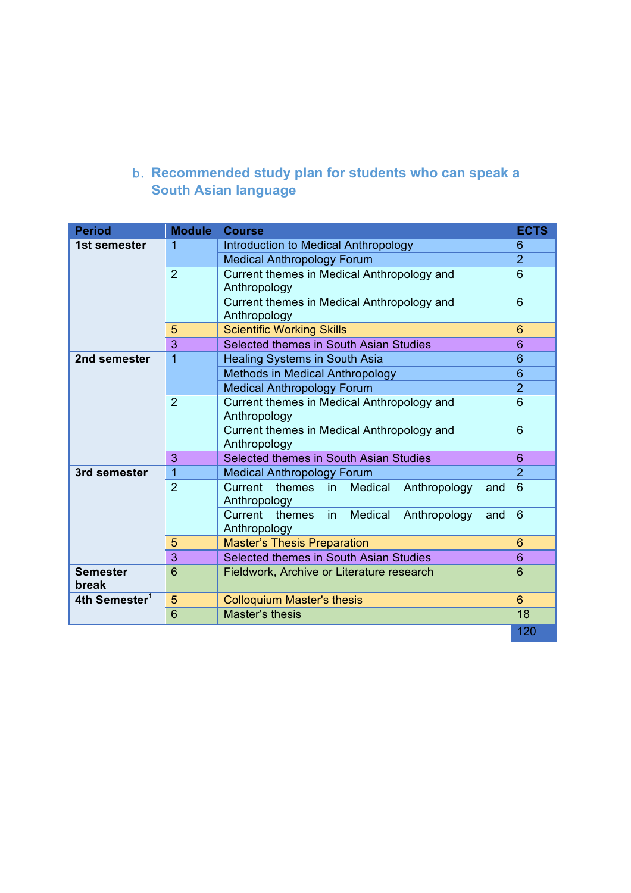### b. Recommended study plan for students who can speak a South Asian language

| Period | Module | Course | ECTS |
|---|---|---|---|
| 1st semester | 1 | Introduction to Medical Anthropology | 6 |
| | | Medical Anthropology Forum | 2 |
| | 2 | Current themes in Medical Anthropology and Anthropology | 6 |
| | | Current themes in Medical Anthropology and Anthropology | 6 |
| | 5 | Scientific Working Skills | 6 |
| | 3 | Selected themes in South Asian Studies | 6 |
| 2nd semester | 1 | Healing Systems in South Asia | 6 |
| | | Methods in Medical Anthropology | 6 |
| | | Medical Anthropology Forum | 2 |
| | 2 | Current themes in Medical Anthropology and Anthropology | 6 |
| | | Current themes in Medical Anthropology and Anthropology | 6 |
| | 3 | Selected themes in South Asian Studies | 6 |
| 3rd semester | 1 | Medical Anthropology Forum | 2 |
| | 2 | Current themes in Medical Anthropology and Anthropology | 6 |
| | | Current themes in Medical Anthropology and Anthropology | 6 |
| | 5 | Master's Thesis Preparation | 6 |
| | 3 | Selected themes in South Asian Studies | 6 |
| Semester break | 6 | Fieldwork, Archive or Literature research | 6 |
| 4th Semester[1] | 5 | Colloquium Master's thesis | 6 |
| | 6 | Master's thesis | 18 |
| | | | 120 |